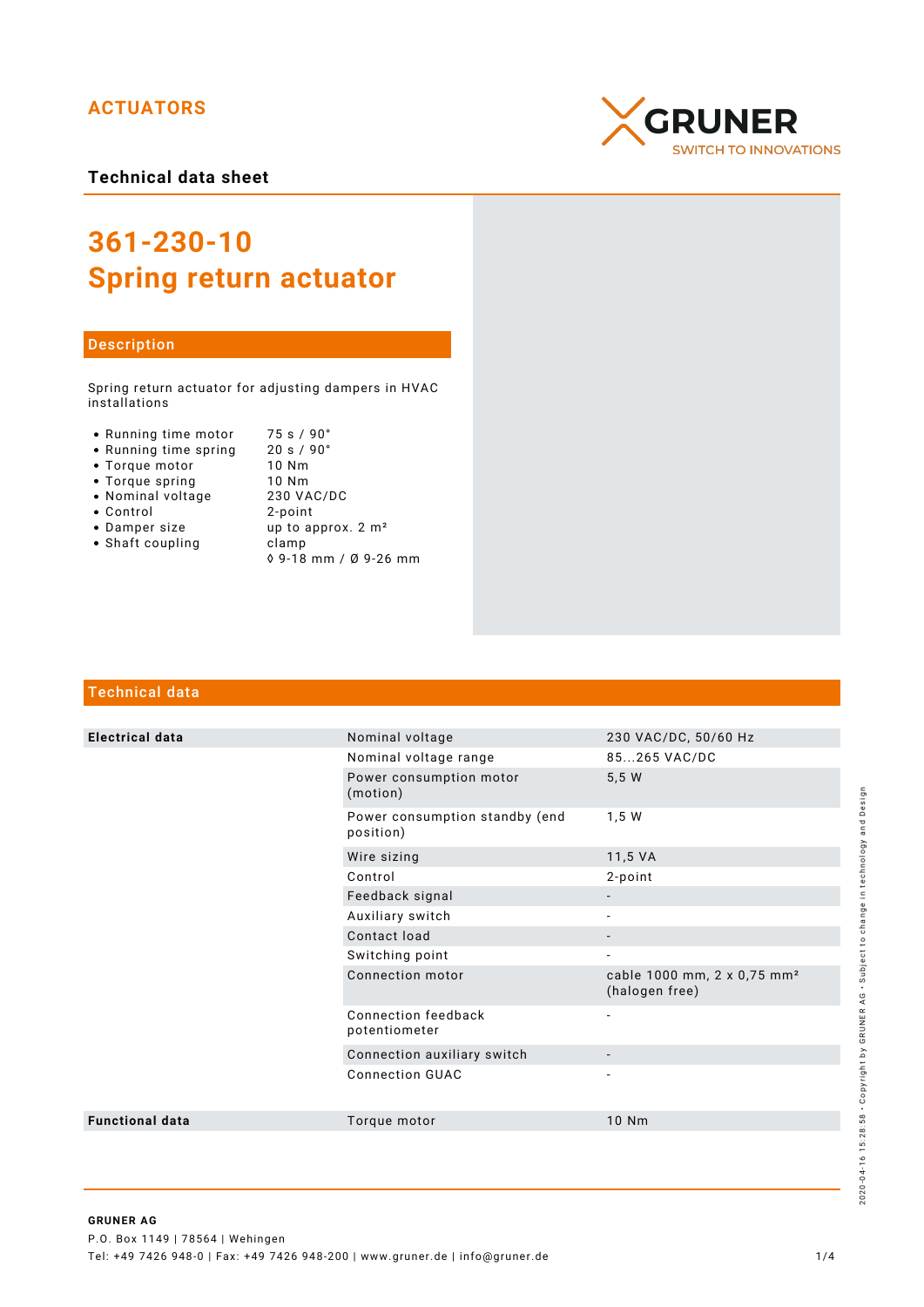ACTUATORS

GRUNER
SWITCH TO INNOVATIONS

**Technical data sheet**

# 361-230-10
# Spring return actuator

## Description

Spring return actuator for adjusting dampers in HVAC installations

- Running time motor — 75 s / 90°
- Running time spring — 20 s / 90°
- Torque motor — 10 Nm
- Torque spring — 10 Nm
- Nominal voltage — 230 VAC/DC
- Control — 2-point
- Damper size — up to approx. 2 m²
- Shaft coupling — clamp ◊ 9-18 mm / Ø 9-26 mm

## Technical data

| | | |
|---|---|---|
| **Electrical data** | Nominal voltage | 230 VAC/DC, 50/60 Hz |
| | Nominal voltage range | 85...265 VAC/DC |
| | Power consumption motor (motion) | 5,5 W |
| | Power consumption standby (end position) | 1,5 W |
| | Wire sizing | 11,5 VA |
| | Control | 2-point |
| | Feedback signal | - |
| | Auxiliary switch | - |
| | Contact load | - |
| | Switching point | - |
| | Connection motor | cable 1000 mm, 2 x 0,75 mm² (halogen free) |
| | Connection feedback potentiometer | - |
| | Connection auxiliary switch | - |
| | Connection GUAC | - |
| **Functional data** | Torque motor | 10 Nm |

**GRUNER AG**
P.O. Box 1149 | 78564 | Wehingen
Tel: +49 7426 948-0 | Fax: +49 7426 948-200 | www.gruner.de | info@gruner.de

2020-04-16 15:28:58 • Copyright by GRUNER AG • Subject to change in technology and Design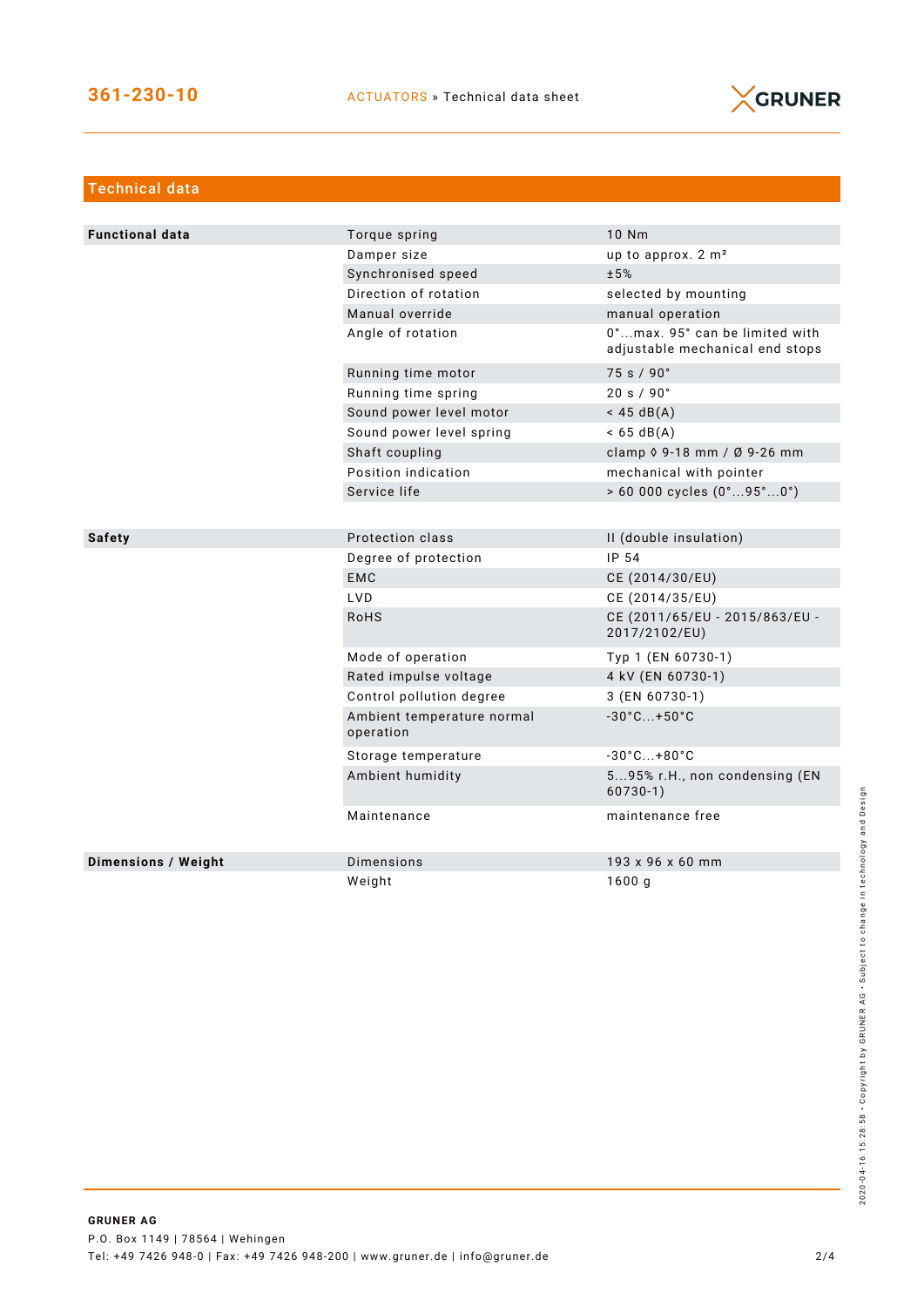## Technical data

| | | |
|---|---|---|
| **Functional data** | Torque spring | 10 Nm |
| | Damper size | up to approx. 2 m² |
| | Synchronised speed | ±5% |
| | Direction of rotation | selected by mounting |
| | Manual override | manual operation |
| | Angle of rotation | 0°...max. 95° can be limited with adjustable mechanical end stops |
| | Running time motor | 75 s / 90° |
| | Running time spring | 20 s / 90° |
| | Sound power level motor | < 45 dB(A) |
| | Sound power level spring | < 65 dB(A) |
| | Shaft coupling | clamp ◊ 9-18 mm / Ø 9-26 mm |
| | Position indication | mechanical with pointer |
| | Service life | > 60 000 cycles (0°...95°...0°) |
| **Safety** | Protection class | II (double insulation) |
| | Degree of protection | IP 54 |
| | EMC | CE (2014/30/EU) |
| | LVD | CE (2014/35/EU) |
| | RoHS | CE (2011/65/EU - 2015/863/EU - 2017/2102/EU) |
| | Mode of operation | Typ 1 (EN 60730-1) |
| | Rated impulse voltage | 4 kV (EN 60730-1) |
| | Control pollution degree | 3 (EN 60730-1) |
| | Ambient temperature normal operation | -30°C...+50°C |
| | Storage temperature | -30°C...+80°C |
| | Ambient humidity | 5...95% r.H., non condensing (EN 60730-1) |
| | Maintenance | maintenance free |
| **Dimensions / Weight** | Dimensions | 193 x 96 x 60 mm |
| | Weight | 1600 g |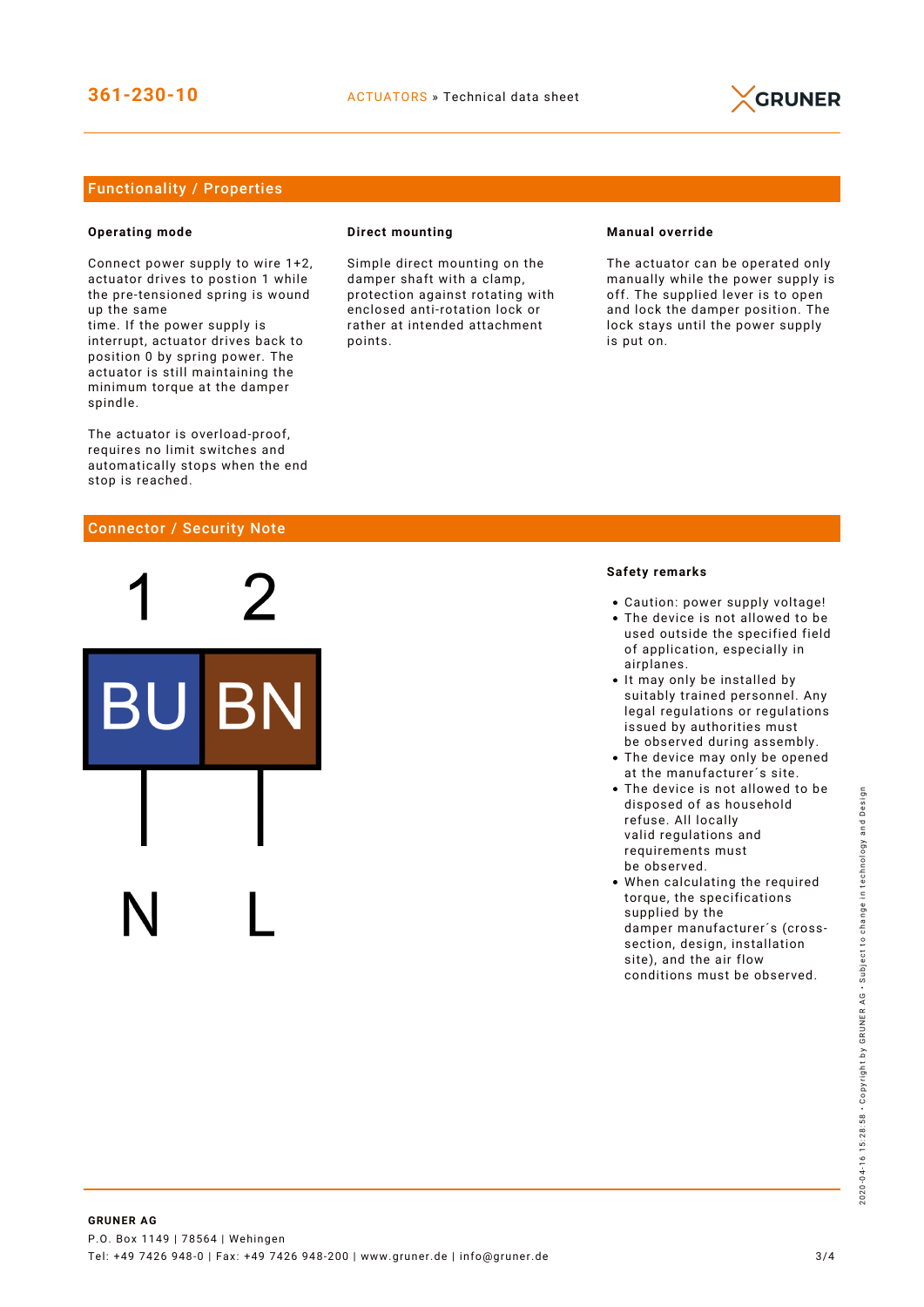## Functionality / Properties

### Operating mode

Connect power supply to wire 1+2, actuator drives to postion 1 while the pre-tensioned spring is wound up the same
time. If the power supply is interrupt, actuator drives back to position 0 by spring power. The actuator is still maintaining the minimum torque at the damper spindle.

The actuator is overload-proof, requires no limit switches and automatically stops when the end stop is reached.

### Direct mounting

Simple direct mounting on the damper shaft with a clamp, protection against rotating with enclosed anti-rotation lock or rather at intended attachment points.

### Manual override

The actuator can be operated only manually while the power supply is off. The supplied lever is to open and lock the damper position. The lock stays until the power supply is put on.

## Connector / Security Note

| 1 | 2 |
|---|---|
| BU | BN |
| N | L |

### Safety remarks

- Caution: power supply voltage!
- The device is not allowed to be used outside the specified field of application, especially in airplanes.
- It may only be installed by suitably trained personnel. Any legal regulations or regulations issued by authorities must be observed during assembly.
- The device may only be opened at the manufacturer´s site.
- The device is not allowed to be disposed of as household refuse. All locally valid regulations and requirements must be observed.
- When calculating the required torque, the specifications supplied by the damper manufacturer´s (cross-section, design, installation site), and the air flow conditions must be observed.

**GRUNER AG**
P.O. Box 1149 | 78564 | Wehingen
Tel: +49 7426 948-0 | Fax: +49 7426 948-200 | www.gruner.de | info@gruner.de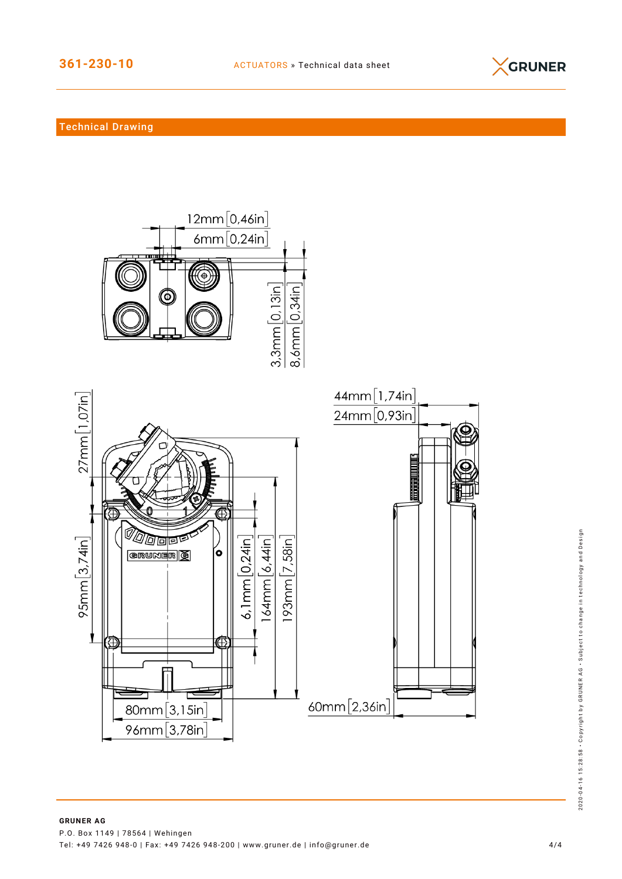## Technical Drawing

12mm [0,46in]

6mm [0,24in]

3,3mm [0,13in]

8,6mm [0,34in]

27mm [1,07in]

95mm [3,74in]

6,1mm [0,24in]

164mm [6,44in]

193mm [7,58in]

80mm [3,15in]

96mm [3,78in]

44mm [1,74in]

24mm [0,93in]

60mm [2,36in]

**GRUNER AG**
P.O. Box 1149 | 78564 | Wehingen
Tel: +49 7426 948-0 | Fax: +49 7426 948-200 | www.gruner.de | info@gruner.de